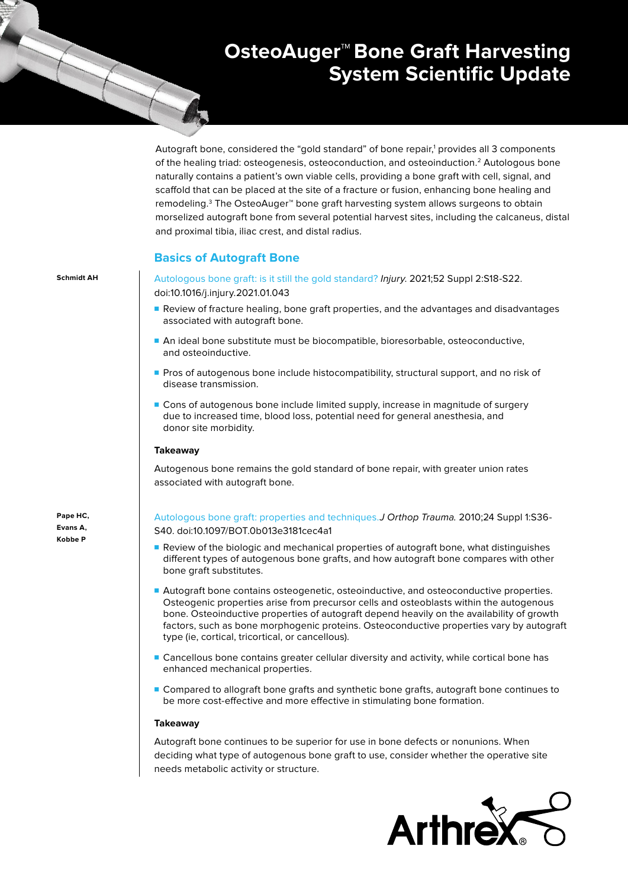# OsteoAuger™ Bone Graft Harvesting System Scientific Update

Autograft bone, considered the "gold standard" of bone repair,[1] provides all 3 components of the healing triad: osteogenesis, osteoconduction, and osteoinduction.[2] Autologous bone naturally contains a patient's own viable cells, providing a bone graft with cell, signal, and scaffold that can be placed at the site of a fracture or fusion, enhancing bone healing and remodeling.[3] The OsteoAuger™ bone graft harvesting system allows surgeons to obtain morselized autograft bone from several potential harvest sites, including the calcaneus, distal and proximal tibia, iliac crest, and distal radius.

## Basics of Autograft Bone

**Schmidt AH**

Autologous bone graft: is it still the gold standard? *Injury*. 2021;52 Suppl 2:S18-S22. doi:10.1016/j.injury.2021.01.043

- Review of fracture healing, bone graft properties, and the advantages and disadvantages associated with autograft bone.
- An ideal bone substitute must be biocompatible, bioresorbable, osteoconductive, and osteoinductive.
- Pros of autogenous bone include histocompatibility, structural support, and no risk of disease transmission.
- Cons of autogenous bone include limited supply, increase in magnitude of surgery due to increased time, blood loss, potential need for general anesthesia, and donor site morbidity.

**Takeaway**

Autogenous bone remains the gold standard of bone repair, with greater union rates associated with autograft bone.

**Pape HC, Evans A, Kobbe P**

Autologous bone graft: properties and techniques. *J Orthop Trauma*. 2010;24 Suppl 1:S36-S40. doi:10.1097/BOT.0b013e3181cec4a1

- Review of the biologic and mechanical properties of autograft bone, what distinguishes different types of autogenous bone grafts, and how autograft bone compares with other bone graft substitutes.
- Autograft bone contains osteogenetic, osteoinductive, and osteoconductive properties. Osteogenic properties arise from precursor cells and osteoblasts within the autogenous bone. Osteoinductive properties of autograft depend heavily on the availability of growth factors, such as bone morphogenic proteins. Osteoconductive properties vary by autograft type (ie, cortical, tricortical, or cancellous).
- Cancellous bone contains greater cellular diversity and activity, while cortical bone has enhanced mechanical properties.
- Compared to allograft bone grafts and synthetic bone grafts, autograft bone continues to be more cost-effective and more effective in stimulating bone formation.

**Takeaway**

Autograft bone continues to be superior for use in bone defects or nonunions. When deciding what type of autogenous bone graft to use, consider whether the operative site needs metabolic activity or structure.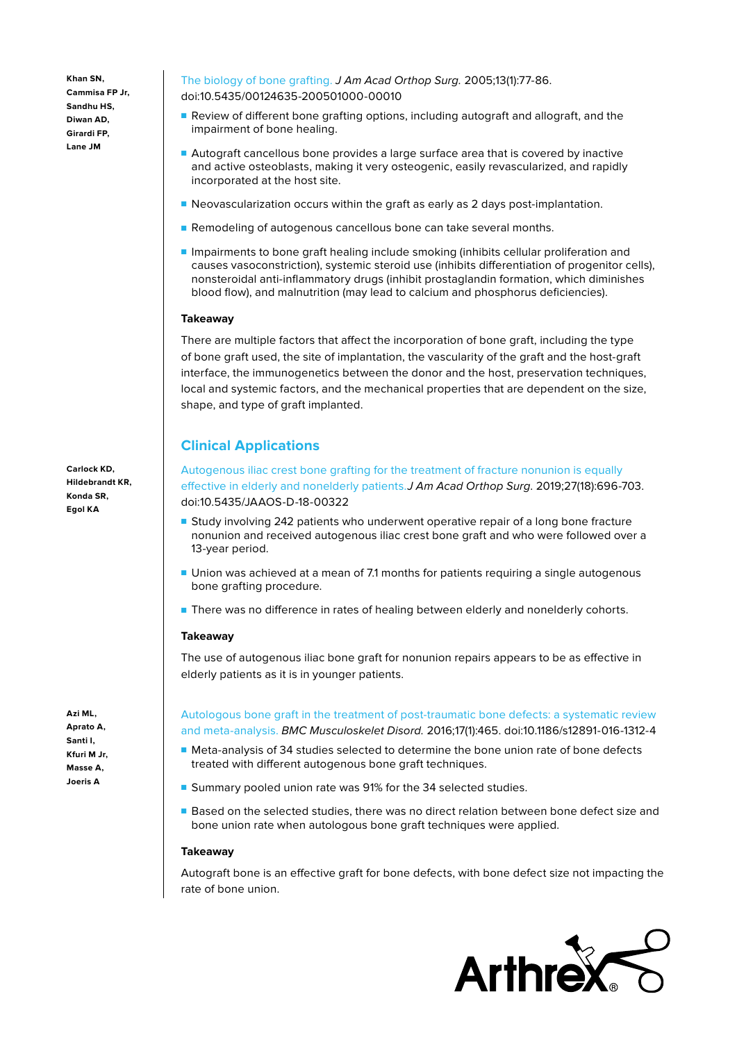**Khan SN, Cammisa FP Jr, Sandhu HS, Diwan AD, Girardi FP, Lane JM**

The biology of bone grafting. *J Am Acad Orthop Surg.* 2005;13(1):77-86. doi:10.5435/00124635-200501000-00010

- Review of different bone grafting options, including autograft and allograft, and the impairment of bone healing.
- Autograft cancellous bone provides a large surface area that is covered by inactive and active osteoblasts, making it very osteogenic, easily revascularized, and rapidly incorporated at the host site.
- Neovascularization occurs within the graft as early as 2 days post-implantation.
- Remodeling of autogenous cancellous bone can take several months.
- Impairments to bone graft healing include smoking (inhibits cellular proliferation and causes vasoconstriction), systemic steroid use (inhibits differentiation of progenitor cells), nonsteroidal anti-inflammatory drugs (inhibit prostaglandin formation, which diminishes blood flow), and malnutrition (may lead to calcium and phosphorus deficiencies).

**Takeaway**

There are multiple factors that affect the incorporation of bone graft, including the type of bone graft used, the site of implantation, the vascularity of the graft and the host-graft interface, the immunogenetics between the donor and the host, preservation techniques, local and systemic factors, and the mechanical properties that are dependent on the size, shape, and type of graft implanted.

## Clinical Applications

**Carlock KD, Hildebrandt KR, Konda SR, Egol KA**

Autogenous iliac crest bone grafting for the treatment of fracture nonunion is equally effective in elderly and nonelderly patients. *J Am Acad Orthop Surg.* 2019;27(18):696-703. doi:10.5435/JAAOS-D-18-00322

- Study involving 242 patients who underwent operative repair of a long bone fracture nonunion and received autogenous iliac crest bone graft and who were followed over a 13-year period.
- Union was achieved at a mean of 7.1 months for patients requiring a single autogenous bone grafting procedure.
- There was no difference in rates of healing between elderly and nonelderly cohorts.

**Takeaway**

The use of autogenous iliac bone graft for nonunion repairs appears to be as effective in elderly patients as it is in younger patients.

**Azi ML, Aprato A, Santi I, Kfuri M Jr, Masse A, Joeris A**

Autologous bone graft in the treatment of post-traumatic bone defects: a systematic review and meta-analysis. *BMC Musculoskelet Disord.* 2016;17(1):465. doi:10.1186/s12891-016-1312-4

- Meta-analysis of 34 studies selected to determine the bone union rate of bone defects treated with different autogenous bone graft techniques.
- Summary pooled union rate was 91% for the 34 selected studies.
- Based on the selected studies, there was no direct relation between bone defect size and bone union rate when autologous bone graft techniques were applied.

**Takeaway**

Autograft bone is an effective graft for bone defects, with bone defect size not impacting the rate of bone union.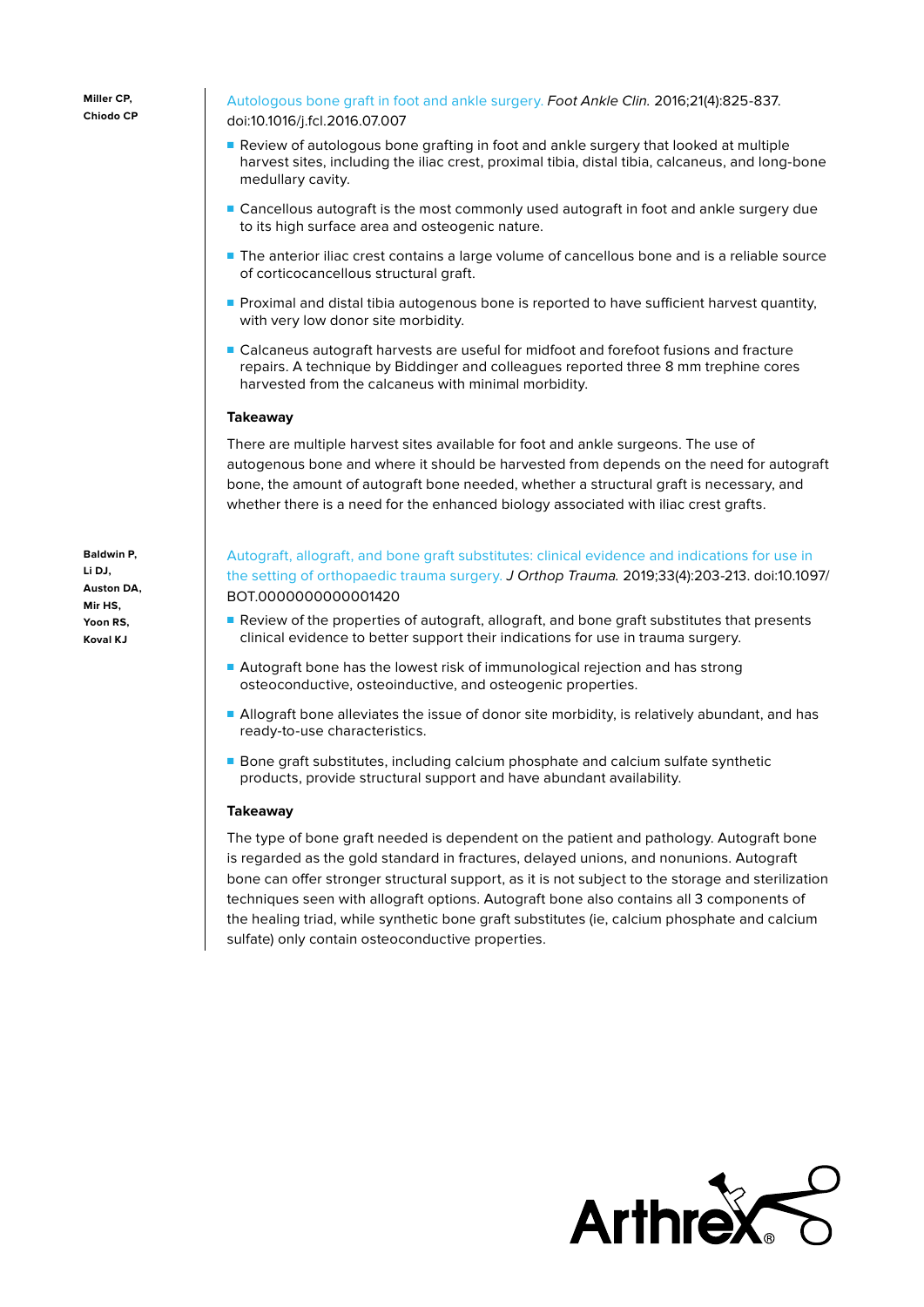**Miller CP, Chiodo CP**

[Autologous bone graft in foot and ankle surgery.](#) *Foot Ankle Clin.* 2016;21(4):825-837. doi:10.1016/j.fcl.2016.07.007

- Review of autologous bone grafting in foot and ankle surgery that looked at multiple harvest sites, including the iliac crest, proximal tibia, distal tibia, calcaneus, and long-bone medullary cavity.
- Cancellous autograft is the most commonly used autograft in foot and ankle surgery due to its high surface area and osteogenic nature.
- The anterior iliac crest contains a large volume of cancellous bone and is a reliable source of corticocancellous structural graft.
- Proximal and distal tibia autogenous bone is reported to have sufficient harvest quantity, with very low donor site morbidity.
- Calcaneus autograft harvests are useful for midfoot and forefoot fusions and fracture repairs. A technique by Biddinger and colleagues reported three 8 mm trephine cores harvested from the calcaneus with minimal morbidity.

**Takeaway**

There are multiple harvest sites available for foot and ankle surgeons. The use of autogenous bone and where it should be harvested from depends on the need for autograft bone, the amount of autograft bone needed, whether a structural graft is necessary, and whether there is a need for the enhanced biology associated with iliac crest grafts.

**Baldwin P, Li DJ, Auston DA, Mir HS, Yoon RS, Koval KJ**

[Autograft, allograft, and bone graft substitutes: clinical evidence and indications for use in the setting of orthopaedic trauma surgery.](#) *J Orthop Trauma.* 2019;33(4):203-213. doi:10.1097/BOT.0000000000001420

- Review of the properties of autograft, allograft, and bone graft substitutes that presents clinical evidence to better support their indications for use in trauma surgery.
- Autograft bone has the lowest risk of immunological rejection and has strong osteoconductive, osteoinductive, and osteogenic properties.
- Allograft bone alleviates the issue of donor site morbidity, is relatively abundant, and has ready-to-use characteristics.
- Bone graft substitutes, including calcium phosphate and calcium sulfate synthetic products, provide structural support and have abundant availability.

**Takeaway**

The type of bone graft needed is dependent on the patient and pathology. Autograft bone is regarded as the gold standard in fractures, delayed unions, and nonunions. Autograft bone can offer stronger structural support, as it is not subject to the storage and sterilization techniques seen with allograft options. Autograft bone also contains all 3 components of the healing triad, while synthetic bone graft substitutes (ie, calcium phosphate and calcium sulfate) only contain osteoconductive properties.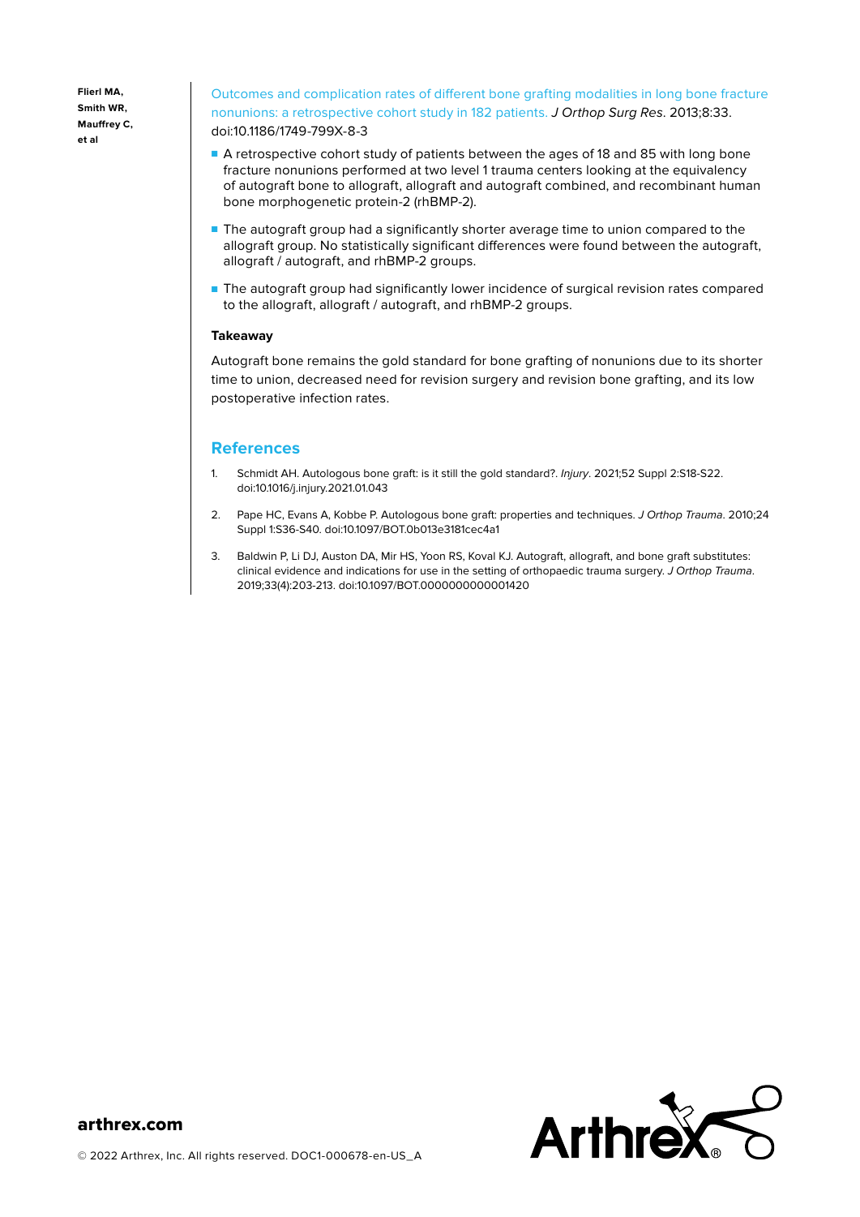**Flierl MA, Smith WR, Mauffrey C, et al**

Outcomes and complication rates of different bone grafting modalities in long bone fracture nonunions: a retrospective cohort study in 182 patients. *J Orthop Surg Res*. 2013;8:33. doi:10.1186/1749-799X-8-3

- A retrospective cohort study of patients between the ages of 18 and 85 with long bone fracture nonunions performed at two level 1 trauma centers looking at the equivalency of autograft bone to allograft, allograft and autograft combined, and recombinant human bone morphogenetic protein-2 (rhBMP-2).
- The autograft group had a significantly shorter average time to union compared to the allograft group. No statistically significant differences were found between the autograft, allograft / autograft, and rhBMP-2 groups.
- The autograft group had significantly lower incidence of surgical revision rates compared to the allograft, allograft / autograft, and rhBMP-2 groups.

**Takeaway**

Autograft bone remains the gold standard for bone grafting of nonunions due to its shorter time to union, decreased need for revision surgery and revision bone grafting, and its low postoperative infection rates.

## References

1. Schmidt AH. Autologous bone graft: is it still the gold standard?. *Injury*. 2021;52 Suppl 2:S18-S22. doi:10.1016/j.injury.2021.01.043
2. Pape HC, Evans A, Kobbe P. Autologous bone graft: properties and techniques. *J Orthop Trauma*. 2010;24 Suppl 1:S36-S40. doi:10.1097/BOT.0b013e3181cec4a1
3. Baldwin P, Li DJ, Auston DA, Mir HS, Yoon RS, Koval KJ. Autograft, allograft, and bone graft substitutes: clinical evidence and indications for use in the setting of orthopaedic trauma surgery. *J Orthop Trauma*. 2019;33(4):203-213. doi:10.1097/BOT.0000000000001420

**arthrex.com**

© 2022 Arthrex, Inc. All rights reserved. DOC1-000678-en-US_A